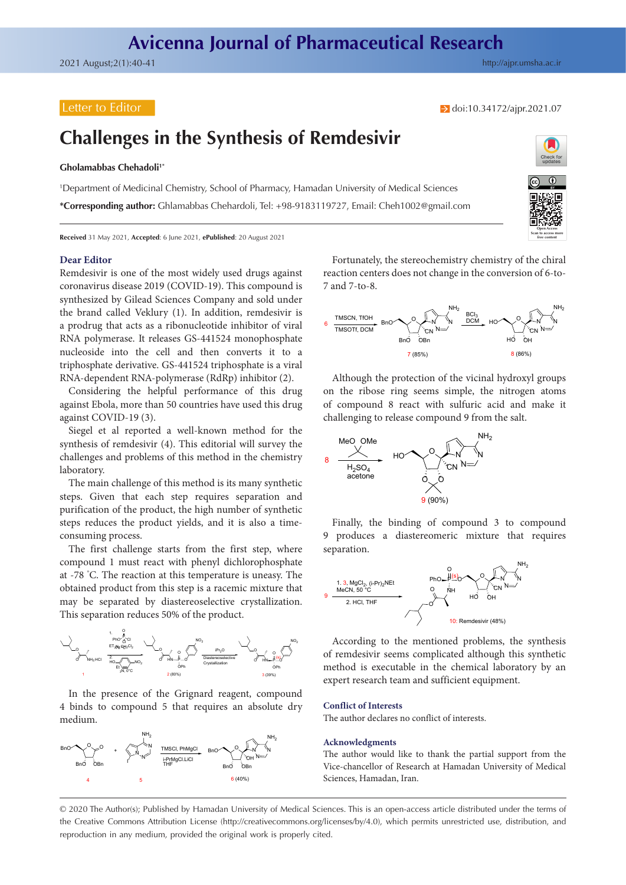Letter to Editor

doi:10.34172/ajpr.2021.07

# Challenges in the Synthesis of Remdesivir

**Gholamabbas Chehadoli**[1*]

[1]Department of Medicinal Chemistry, School of Pharmacy, Hamadan University of Medical Sciences

***Corresponding author:** Ghlamabbas Chehardoli, Tel: +98-9183119727, Email: Cheh1002@gmail.com

**Received** 31 May 2021, **Accepted**: 6 June 2021, **ePublished**: 20 August 2021

## Dear Editor

Remdesivir is one of the most widely used drugs against coronavirus disease 2019 (COVID-19). This compound is synthesized by Gilead Sciences Company and sold under the brand called Veklury (1). In addition, remdesivir is a prodrug that acts as a ribonucleotide inhibitor of viral RNA polymerase. It releases GS-441524 monophosphate nucleoside into the cell and then converts it to a triphosphate derivative. GS-441524 triphosphate is a viral RNA-dependent RNA-polymerase (RdRp) inhibitor (2).

Considering the helpful performance of this drug against Ebola, more than 50 countries have used this drug against COVID-19 (3).

Siegel et al reported a well-known method for the synthesis of remdesivir (4). This editorial will survey the challenges and problems of this method in the chemistry laboratory.

The main challenge of this method is its many synthetic steps. Given that each step requires separation and purification of the product, the high number of synthetic steps reduces the product yields, and it is also a time-consuming process.

The first challenge starts from the first step, where compound 1 must react with phenyl dichlorophosphate at -78 °C. The reaction at this temperature is uneasy. The obtained product from this step is a racemic mixture that may be separated by diastereoselective crystallization. This separation reduces 50% of the product.

In the presence of the Grignard reagent, compound 4 binds to compound 5 that requires an absolute dry medium.

Fortunately, the stereochemistry chemistry of the chiral reaction centers does not change in the conversion of 6-to-7 and 7-to-8.

Although the protection of the vicinal hydroxyl groups on the ribose ring seems simple, the nitrogen atoms of compound 8 react with sulfuric acid and make it challenging to release compound 9 from the salt.

Finally, the binding of compound 3 to compound 9 produces a diastereomeric mixture that requires separation.

According to the mentioned problems, the synthesis of remdesivir seems complicated although this synthetic method is executable in the chemical laboratory by an expert research team and sufficient equipment.

## Conflict of Interests

The author declares no conflict of interests.

## Acknowledgments

The author would like to thank the partial support from the Vice-chancellor of Research at Hamadan University of Medical Sciences, Hamadan, Iran.

© 2020 The Author(s); Published by Hamadan University of Medical Sciences. This is an open-access article distributed under the terms of the Creative Commons Attribution License (http://creativecommons.org/licenses/by/4.0), which permits unrestricted use, distribution, and reproduction in any medium, provided the original work is properly cited.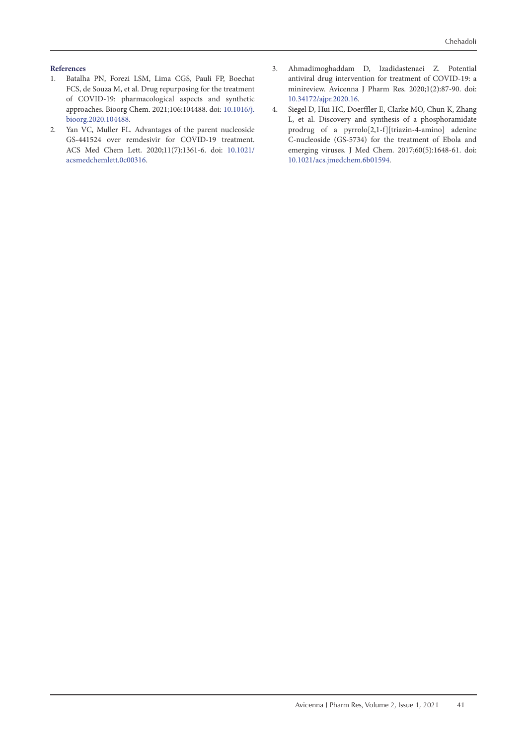**References**

1. Batalha PN, Forezi LSM, Lima CGS, Pauli FP, Boechat FCS, de Souza M, et al. Drug repurposing for the treatment of COVID-19: pharmacological aspects and synthetic approaches. Bioorg Chem. 2021;106:104488. doi: 10.1016/j.bioorg.2020.104488.
2. Yan VC, Muller FL. Advantages of the parent nucleoside GS-441524 over remdesivir for COVID-19 treatment. ACS Med Chem Lett. 2020;11(7):1361-6. doi: 10.1021/acsmedchemlett.0c00316.
3. Ahmadimoghaddam D, Izadidastenaei Z. Potential antiviral drug intervention for treatment of COVID-19: a minireview. Avicenna J Pharm Res. 2020;1(2):87-90. doi: 10.34172/ajpr.2020.16.
4. Siegel D, Hui HC, Doerffler E, Clarke MO, Chun K, Zhang L, et al. Discovery and synthesis of a phosphoramidate prodrug of a pyrrolo[2,1-f][triazin-4-amino] adenine C-nucleoside (GS-5734) for the treatment of Ebola and emerging viruses. J Med Chem. 2017;60(5):1648-61. doi: 10.1021/acs.jmedchem.6b01594.